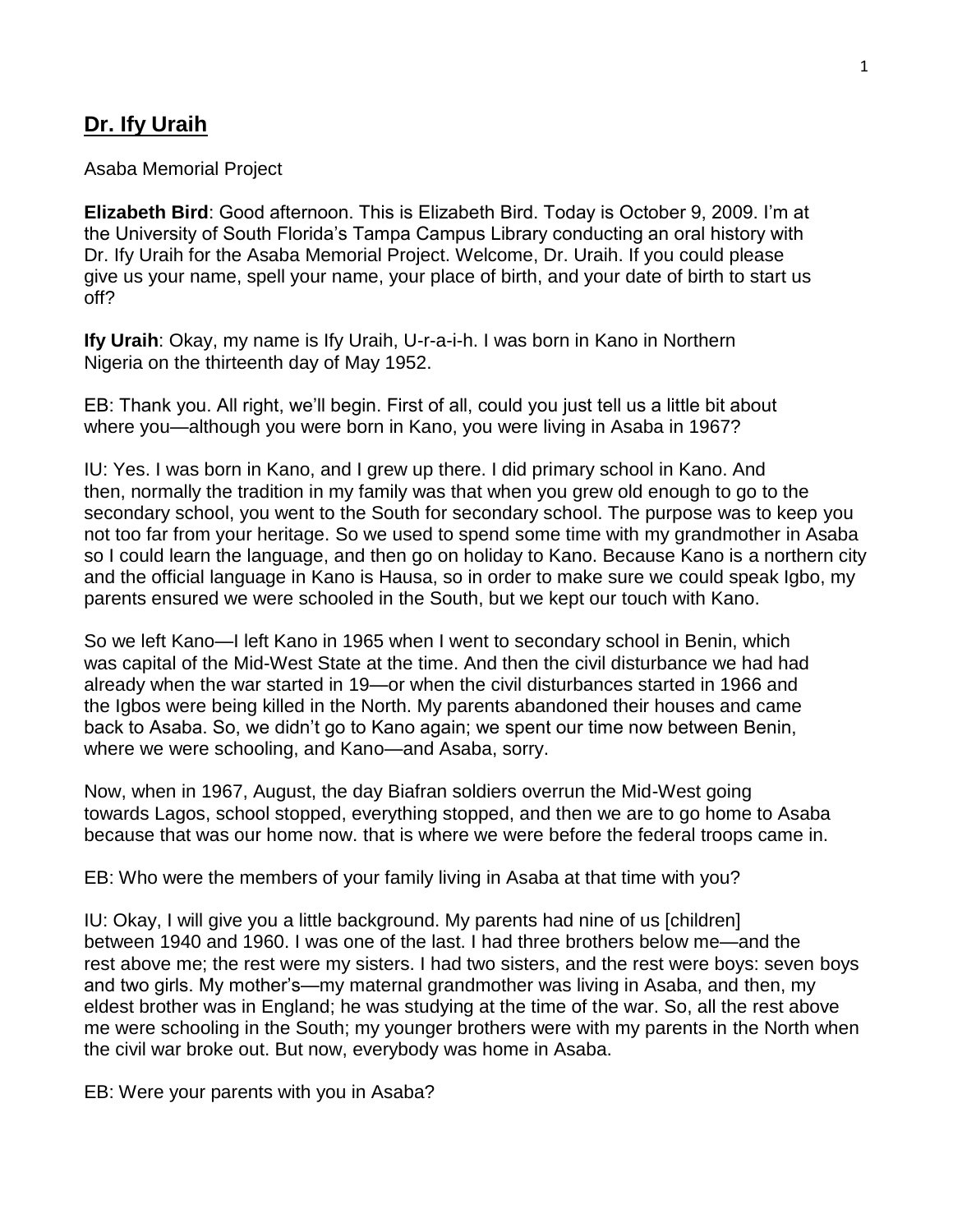## Dr. Ify Uraih

Asaba Memorial Project

**Elizabeth Bird**: Good afternoon. This is Elizabeth Bird. Today is October 9, 2009. I'm at the University of South Florida's Tampa Campus Library conducting an oral history with Dr. Ify Uraih for the Asaba Memorial Project. Welcome, Dr. Uraih. If you could please give us your name, spell your name, your place of birth, and your date of birth to start us off?

**Ify Uraih**: Okay, my name is Ify Uraih, U-r-a-i-h. I was born in Kano in Northern Nigeria on the thirteenth day of May 1952.

EB: Thank you. All right, we'll begin. First of all, could you just tell us a little bit about where you—although you were born in Kano, you were living in Asaba in 1967?

IU: Yes. I was born in Kano, and I grew up there. I did primary school in Kano. And then, normally the tradition in my family was that when you grew old enough to go to the secondary school, you went to the South for secondary school. The purpose was to keep you not too far from your heritage. So we used to spend some time with my grandmother in Asaba so I could learn the language, and then go on holiday to Kano. Because Kano is a northern city and the official language in Kano is Hausa, so in order to make sure we could speak Igbo, my parents ensured we were schooled in the South, but we kept our touch with Kano.

So we left Kano—I left Kano in 1965 when I went to secondary school in Benin, which was capital of the Mid-West State at the time. And then the civil disturbance we had had already when the war started in 19—or when the civil disturbances started in 1966 and the Igbos were being killed in the North. My parents abandoned their houses and came back to Asaba. So, we didn't go to Kano again; we spent our time now between Benin, where we were schooling, and Kano—and Asaba, sorry.

Now, when in 1967, August, the day Biafran soldiers overrun the Mid-West going towards Lagos, school stopped, everything stopped, and then we are to go home to Asaba because that was our home now. that is where we were before the federal troops came in.

EB: Who were the members of your family living in Asaba at that time with you?

IU: Okay, I will give you a little background. My parents had nine of us [children] between 1940 and 1960. I was one of the last. I had three brothers below me—and the rest above me; the rest were my sisters. I had two sisters, and the rest were boys: seven boys and two girls. My mother's—my maternal grandmother was living in Asaba, and then, my eldest brother was in England; he was studying at the time of the war. So, all the rest above me were schooling in the South; my younger brothers were with my parents in the North when the civil war broke out. But now, everybody was home in Asaba.

EB: Were your parents with you in Asaba?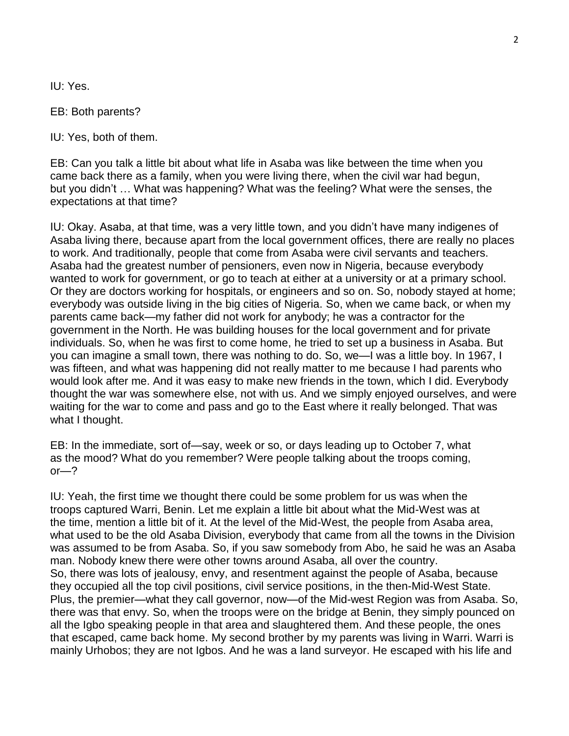IU: Yes.

EB: Both parents?

IU: Yes, both of them.

EB: Can you talk a little bit about what life in Asaba was like between the time when you came back there as a family, when you were living there, when the civil war had begun, but you didn't … What was happening? What was the feeling? What were the senses, the expectations at that time?

IU: Okay. Asaba, at that time, was a very little town, and you didn't have many indigenes of Asaba living there, because apart from the local government offices, there are really no places to work. And traditionally, people that come from Asaba were civil servants and teachers. Asaba had the greatest number of pensioners, even now in Nigeria, because everybody wanted to work for government, or go to teach at either at a university or at a primary school. Or they are doctors working for hospitals, or engineers and so on. So, nobody stayed at home; everybody was outside living in the big cities of Nigeria. So, when we came back, or when my parents came back—my father did not work for anybody; he was a contractor for the government in the North. He was building houses for the local government and for private individuals. So, when he was first to come home, he tried to set up a business in Asaba. But you can imagine a small town, there was nothing to do. So, we—I was a little boy. In 1967, I was fifteen, and what was happening did not really matter to me because I had parents who would look after me. And it was easy to make new friends in the town, which I did. Everybody thought the war was somewhere else, not with us. And we simply enjoyed ourselves, and were waiting for the war to come and pass and go to the East where it really belonged. That was what I thought.

EB: In the immediate, sort of—say, week or so, or days leading up to October 7, what as the mood? What do you remember? Were people talking about the troops coming, or—?

IU: Yeah, the first time we thought there could be some problem for us was when the troops captured Warri, Benin. Let me explain a little bit about what the Mid-West was at the time, mention a little bit of it. At the level of the Mid-West, the people from Asaba area, what used to be the old Asaba Division, everybody that came from all the towns in the Division was assumed to be from Asaba. So, if you saw somebody from Abo, he said he was an Asaba man. Nobody knew there were other towns around Asaba, all over the country. So, there was lots of jealousy, envy, and resentment against the people of Asaba, because they occupied all the top civil positions, civil service positions, in the then-Mid-West State. Plus, the premier—what they call governor, now—of the Mid-west Region was from Asaba. So, there was that envy. So, when the troops were on the bridge at Benin, they simply pounced on all the Igbo speaking people in that area and slaughtered them. And these people, the ones that escaped, came back home. My second brother by my parents was living in Warri. Warri is mainly Urhobos; they are not Igbos. And he was a land surveyor. He escaped with his life and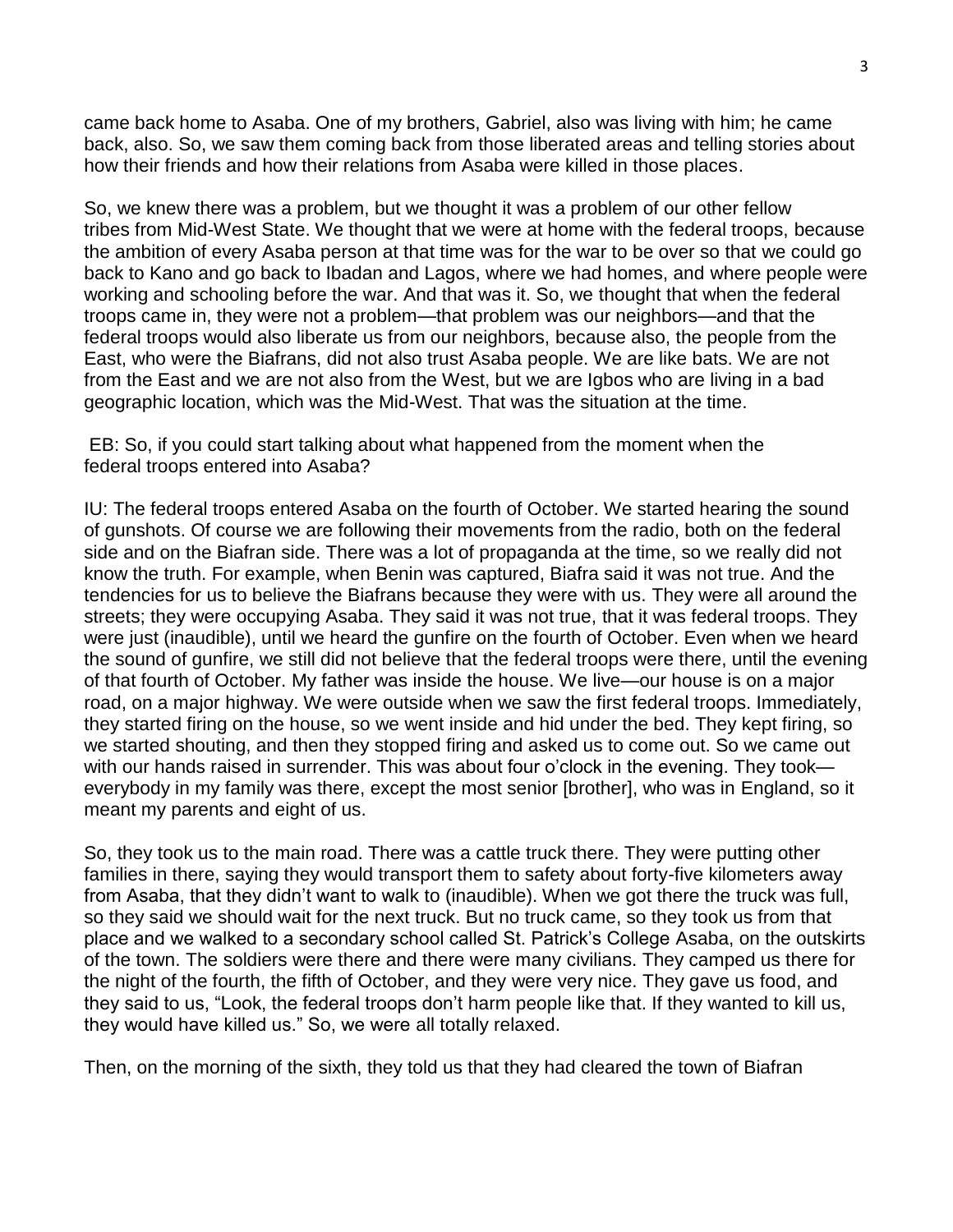came back home to Asaba. One of my brothers, Gabriel, also was living with him; he came back, also. So, we saw them coming back from those liberated areas and telling stories about how their friends and how their relations from Asaba were killed in those places.

So, we knew there was a problem, but we thought it was a problem of our other fellow tribes from Mid-West State. We thought that we were at home with the federal troops, because the ambition of every Asaba person at that time was for the war to be over so that we could go back to Kano and go back to Ibadan and Lagos, where we had homes, and where people were working and schooling before the war. And that was it. So, we thought that when the federal troops came in, they were not a problem—that problem was our neighbors—and that the federal troops would also liberate us from our neighbors, because also, the people from the East, who were the Biafrans, did not also trust Asaba people. We are like bats. We are not from the East and we are not also from the West, but we are Igbos who are living in a bad geographic location, which was the Mid-West. That was the situation at the time.

EB: So, if you could start talking about what happened from the moment when the federal troops entered into Asaba?

IU: The federal troops entered Asaba on the fourth of October. We started hearing the sound of gunshots. Of course we are following their movements from the radio, both on the federal side and on the Biafran side. There was a lot of propaganda at the time, so we really did not know the truth. For example, when Benin was captured, Biafra said it was not true. And the tendencies for us to believe the Biafrans because they were with us. They were all around the streets; they were occupying Asaba. They said it was not true, that it was federal troops. They were just (inaudible), until we heard the gunfire on the fourth of October. Even when we heard the sound of gunfire, we still did not believe that the federal troops were there, until the evening of that fourth of October. My father was inside the house. We live—our house is on a major road, on a major highway. We were outside when we saw the first federal troops. Immediately, they started firing on the house, so we went inside and hid under the bed. They kept firing, so we started shouting, and then they stopped firing and asked us to come out. So we came out with our hands raised in surrender. This was about four o'clock in the evening. They took—everybody in my family was there, except the most senior [brother], who was in England, so it meant my parents and eight of us.

So, they took us to the main road. There was a cattle truck there. They were putting other families in there, saying they would transport them to safety about forty-five kilometers away from Asaba, that they didn't want to walk to (inaudible). When we got there the truck was full, so they said we should wait for the next truck. But no truck came, so they took us from that place and we walked to a secondary school called St. Patrick's College Asaba, on the outskirts of the town. The soldiers were there and there were many civilians. They camped us there for the night of the fourth, the fifth of October, and they were very nice. They gave us food, and they said to us, "Look, the federal troops don't harm people like that. If they wanted to kill us, they would have killed us." So, we were all totally relaxed.

Then, on the morning of the sixth, they told us that they had cleared the town of Biafran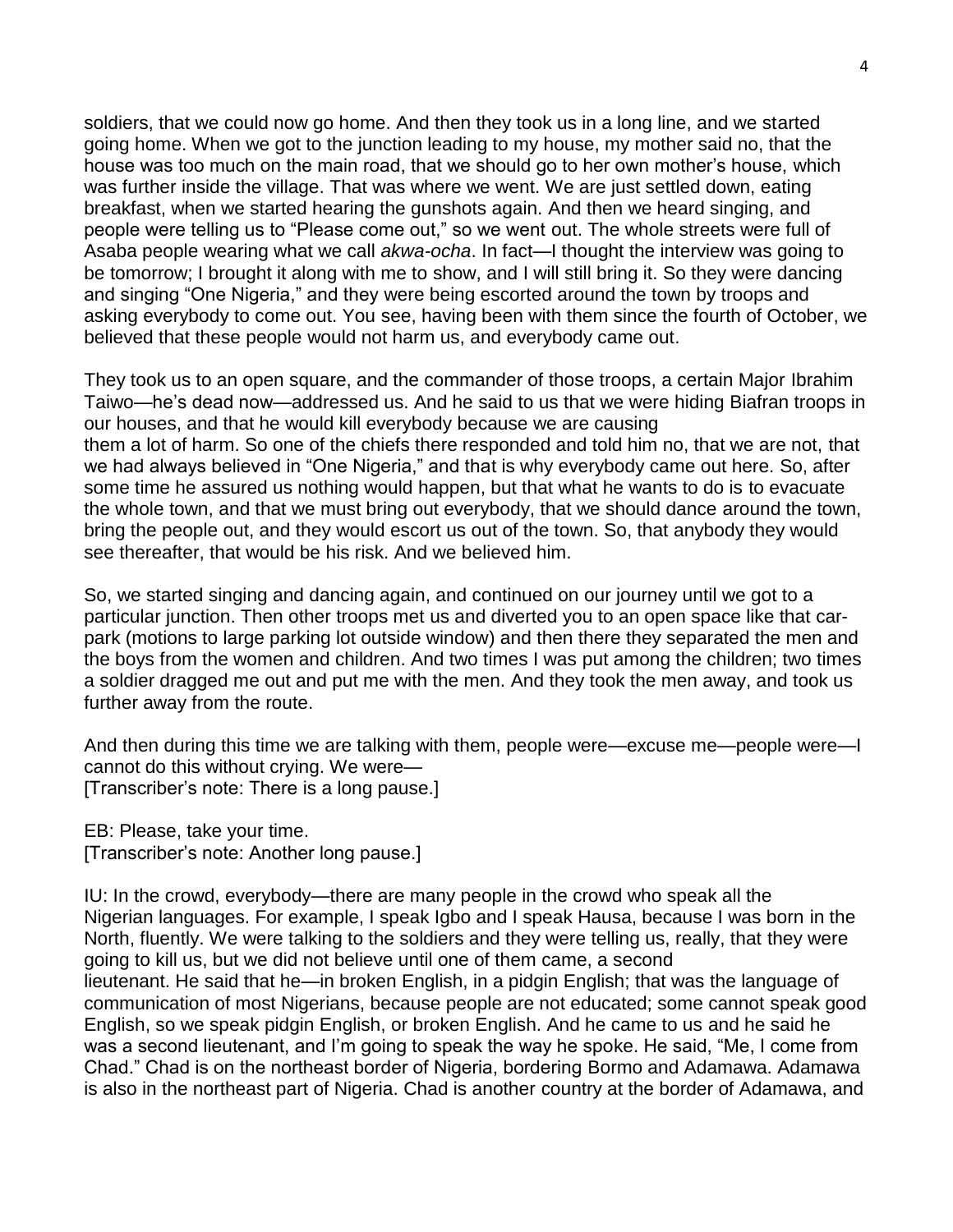soldiers, that we could now go home. And then they took us in a long line, and we started going home. When we got to the junction leading to my house, my mother said no, that the house was too much on the main road, that we should go to her own mother's house, which was further inside the village. That was where we went. We are just settled down, eating breakfast, when we started hearing the gunshots again. And then we heard singing, and people were telling us to "Please come out," so we went out. The whole streets were full of Asaba people wearing what we call *akwa-ocha*. In fact—I thought the interview was going to be tomorrow; I brought it along with me to show, and I will still bring it. So they were dancing and singing "One Nigeria," and they were being escorted around the town by troops and asking everybody to come out. You see, having been with them since the fourth of October, we believed that these people would not harm us, and everybody came out.

They took us to an open square, and the commander of those troops, a certain Major Ibrahim Taiwo—he's dead now—addressed us. And he said to us that we were hiding Biafran troops in our houses, and that he would kill everybody because we are causing them a lot of harm. So one of the chiefs there responded and told him no, that we are not, that we had always believed in "One Nigeria," and that is why everybody came out here. So, after some time he assured us nothing would happen, but that what he wants to do is to evacuate the whole town, and that we must bring out everybody, that we should dance around the town, bring the people out, and they would escort us out of the town. So, that anybody they would see thereafter, that would be his risk. And we believed him.

So, we started singing and dancing again, and continued on our journey until we got to a particular junction. Then other troops met us and diverted you to an open space like that car-park (motions to large parking lot outside window) and then there they separated the men and the boys from the women and children. And two times I was put among the children; two times a soldier dragged me out and put me with the men. And they took the men away, and took us further away from the route.

And then during this time we are talking with them, people were—excuse me—people were—I cannot do this without crying. We were—
[Transcriber's note: There is a long pause.]

EB: Please, take your time.
[Transcriber's note: Another long pause.]

IU: In the crowd, everybody—there are many people in the crowd who speak all the Nigerian languages. For example, I speak Igbo and I speak Hausa, because I was born in the North, fluently. We were talking to the soldiers and they were telling us, really, that they were going to kill us, but we did not believe until one of them came, a second lieutenant. He said that he—in broken English, in a pidgin English; that was the language of communication of most Nigerians, because people are not educated; some cannot speak good English, so we speak pidgin English, or broken English. And he came to us and he said he was a second lieutenant, and I'm going to speak the way he spoke. He said, "Me, I come from Chad." Chad is on the northeast border of Nigeria, bordering Bormo and Adamawa. Adamawa is also in the northeast part of Nigeria. Chad is another country at the border of Adamawa, and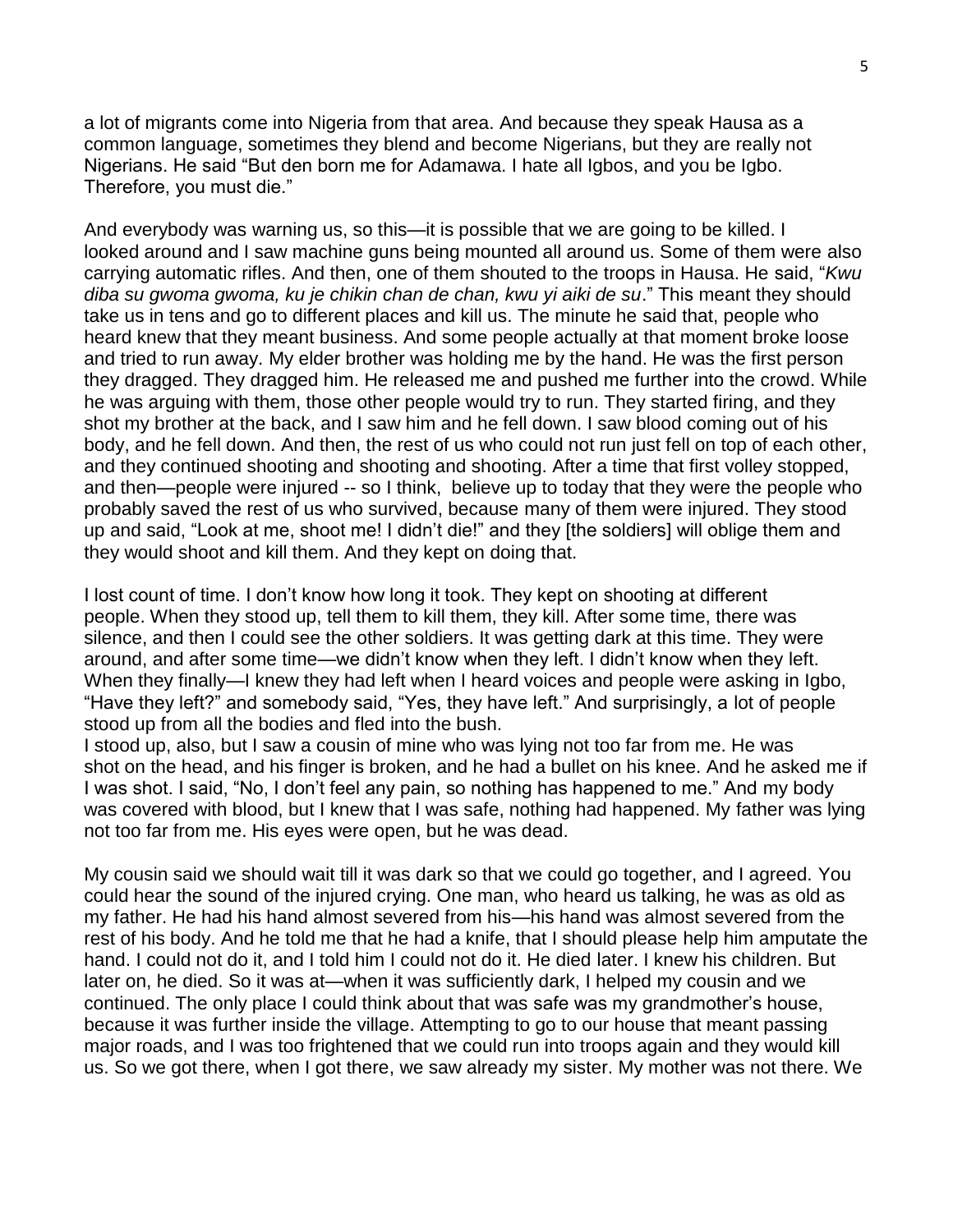a lot of migrants come into Nigeria from that area. And because they speak Hausa as a common language, sometimes they blend and become Nigerians, but they are really not Nigerians. He said "But den born me for Adamawa. I hate all Igbos, and you be Igbo. Therefore, you must die."

And everybody was warning us, so this—it is possible that we are going to be killed. I looked around and I saw machine guns being mounted all around us. Some of them were also carrying automatic rifles. And then, one of them shouted to the troops in Hausa. He said, "*Kwu diba su gwoma gwoma, ku je chikin chan de chan, kwu yi aiki de su*." This meant they should take us in tens and go to different places and kill us. The minute he said that, people who heard knew that they meant business. And some people actually at that moment broke loose and tried to run away. My elder brother was holding me by the hand. He was the first person they dragged. They dragged him. He released me and pushed me further into the crowd. While he was arguing with them, those other people would try to run. They started firing, and they shot my brother at the back, and I saw him and he fell down. I saw blood coming out of his body, and he fell down. And then, the rest of us who could not run just fell on top of each other, and they continued shooting and shooting and shooting. After a time that first volley stopped, and then—people were injured -- so I think, believe up to today that they were the people who probably saved the rest of us who survived, because many of them were injured. They stood up and said, "Look at me, shoot me! I didn't die!" and they [the soldiers] will oblige them and they would shoot and kill them. And they kept on doing that.

I lost count of time. I don't know how long it took. They kept on shooting at different people. When they stood up, tell them to kill them, they kill. After some time, there was silence, and then I could see the other soldiers. It was getting dark at this time. They were around, and after some time—we didn't know when they left. I didn't know when they left. When they finally—I knew they had left when I heard voices and people were asking in Igbo, "Have they left?" and somebody said, "Yes, they have left." And surprisingly, a lot of people stood up from all the bodies and fled into the bush.

I stood up, also, but I saw a cousin of mine who was lying not too far from me. He was shot on the head, and his finger is broken, and he had a bullet on his knee. And he asked me if I was shot. I said, "No, I don't feel any pain, so nothing has happened to me." And my body was covered with blood, but I knew that I was safe, nothing had happened. My father was lying not too far from me. His eyes were open, but he was dead.

My cousin said we should wait till it was dark so that we could go together, and I agreed. You could hear the sound of the injured crying. One man, who heard us talking, he was as old as my father. He had his hand almost severed from his—his hand was almost severed from the rest of his body. And he told me that he had a knife, that I should please help him amputate the hand. I could not do it, and I told him I could not do it. He died later. I knew his children. But later on, he died. So it was at—when it was sufficiently dark, I helped my cousin and we continued. The only place I could think about that was safe was my grandmother's house, because it was further inside the village. Attempting to go to our house that meant passing major roads, and I was too frightened that we could run into troops again and they would kill us. So we got there, when I got there, we saw already my sister. My mother was not there. We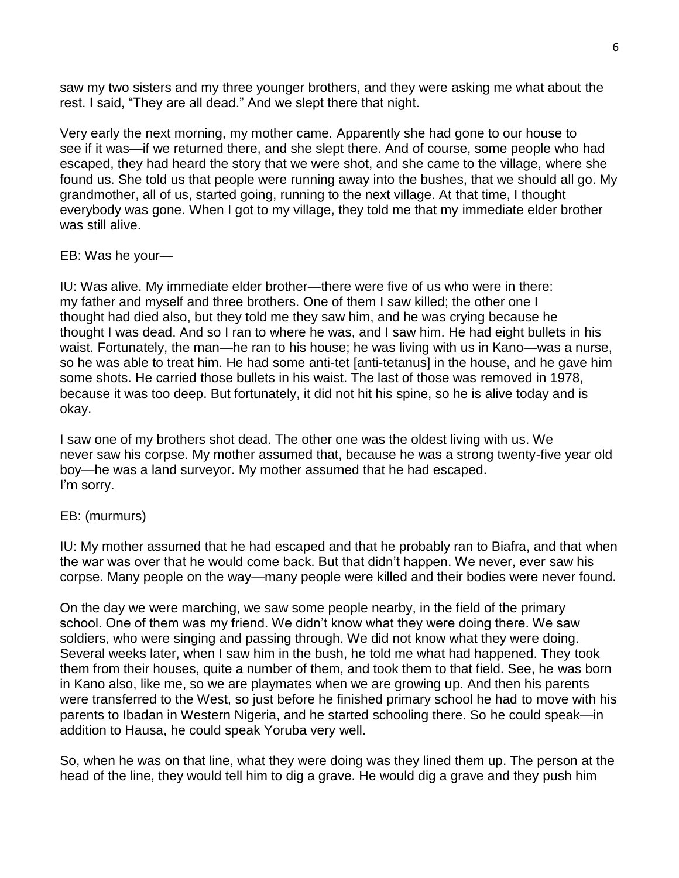saw my two sisters and my three younger brothers, and they were asking me what about the rest. I said, "They are all dead." And we slept there that night.

Very early the next morning, my mother came. Apparently she had gone to our house to see if it was—if we returned there, and she slept there. And of course, some people who had escaped, they had heard the story that we were shot, and she came to the village, where she found us. She told us that people were running away into the bushes, that we should all go. My grandmother, all of us, started going, running to the next village. At that time, I thought everybody was gone. When I got to my village, they told me that my immediate elder brother was still alive.

EB: Was he your—

IU: Was alive. My immediate elder brother—there were five of us who were in there: my father and myself and three brothers. One of them I saw killed; the other one I thought had died also, but they told me they saw him, and he was crying because he thought I was dead. And so I ran to where he was, and I saw him. He had eight bullets in his waist. Fortunately, the man—he ran to his house; he was living with us in Kano—was a nurse, so he was able to treat him. He had some anti-tet [anti-tetanus] in the house, and he gave him some shots. He carried those bullets in his waist. The last of those was removed in 1978, because it was too deep. But fortunately, it did not hit his spine, so he is alive today and is okay.

I saw one of my brothers shot dead. The other one was the oldest living with us. We never saw his corpse. My mother assumed that, because he was a strong twenty-five year old boy—he was a land surveyor. My mother assumed that he had escaped.
I'm sorry.

EB: (murmurs)

IU: My mother assumed that he had escaped and that he probably ran to Biafra, and that when the war was over that he would come back. But that didn't happen. We never, ever saw his corpse. Many people on the way—many people were killed and their bodies were never found.

On the day we were marching, we saw some people nearby, in the field of the primary school. One of them was my friend. We didn't know what they were doing there. We saw soldiers, who were singing and passing through. We did not know what they were doing. Several weeks later, when I saw him in the bush, he told me what had happened. They took them from their houses, quite a number of them, and took them to that field. See, he was born in Kano also, like me, so we are playmates when we are growing up. And then his parents were transferred to the West, so just before he finished primary school he had to move with his parents to Ibadan in Western Nigeria, and he started schooling there. So he could speak—in addition to Hausa, he could speak Yoruba very well.

So, when he was on that line, what they were doing was they lined them up. The person at the head of the line, they would tell him to dig a grave. He would dig a grave and they push him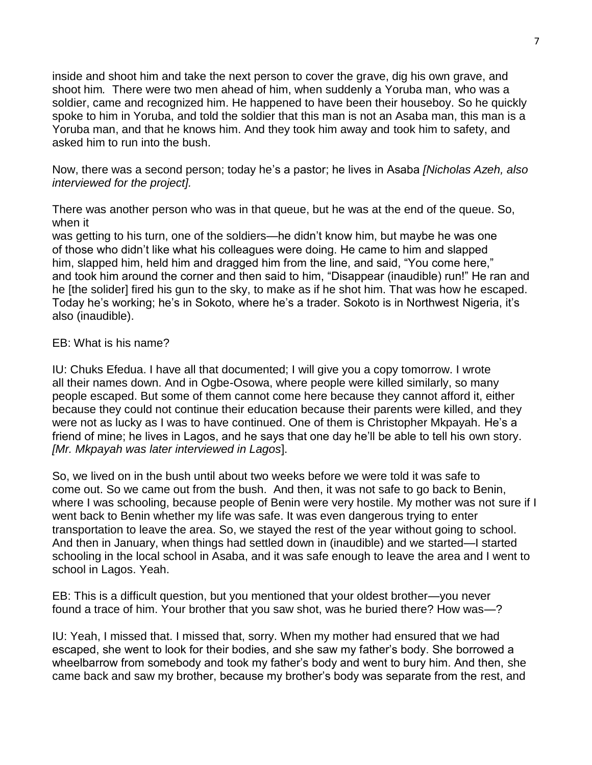inside and shoot him and take the next person to cover the grave, dig his own grave, and shoot him*.* There were two men ahead of him, when suddenly a Yoruba man, who was a soldier, came and recognized him. He happened to have been their houseboy. So he quickly spoke to him in Yoruba, and told the soldier that this man is not an Asaba man, this man is a Yoruba man, and that he knows him. And they took him away and took him to safety, and asked him to run into the bush.

Now, there was a second person; today he's a pastor; he lives in Asaba *[Nicholas Azeh, also interviewed for the project].*

There was another person who was in that queue, but he was at the end of the queue. So, when it was getting to his turn, one of the soldiers—he didn't know him, but maybe he was one of those who didn't like what his colleagues were doing. He came to him and slapped him, slapped him, held him and dragged him from the line, and said, "You come here," and took him around the corner and then said to him, "Disappear (inaudible) run!" He ran and he [the solider] fired his gun to the sky, to make as if he shot him. That was how he escaped. Today he's working; he's in Sokoto, where he's a trader. Sokoto is in Northwest Nigeria, it's also (inaudible).

EB: What is his name?

IU: Chuks Efedua. I have all that documented; I will give you a copy tomorrow. I wrote all their names down. And in Ogbe-Osowa, where people were killed similarly, so many people escaped. But some of them cannot come here because they cannot afford it, either because they could not continue their education because their parents were killed, and they were not as lucky as I was to have continued. One of them is Christopher Mkpayah. He's a friend of mine; he lives in Lagos, and he says that one day he'll be able to tell his own story. *[Mr. Mkpayah was later interviewed in Lagos*].

So, we lived on in the bush until about two weeks before we were told it was safe to come out. So we came out from the bush. And then, it was not safe to go back to Benin, where I was schooling, because people of Benin were very hostile. My mother was not sure if I went back to Benin whether my life was safe. It was even dangerous trying to enter transportation to leave the area. So, we stayed the rest of the year without going to school. And then in January, when things had settled down in (inaudible) and we started—I started schooling in the local school in Asaba, and it was safe enough to leave the area and I went to school in Lagos. Yeah.

EB: This is a difficult question, but you mentioned that your oldest brother—you never found a trace of him. Your brother that you saw shot, was he buried there? How was—?

IU: Yeah, I missed that. I missed that, sorry. When my mother had ensured that we had escaped, she went to look for their bodies, and she saw my father's body. She borrowed a wheelbarrow from somebody and took my father's body and went to bury him. And then, she came back and saw my brother, because my brother's body was separate from the rest, and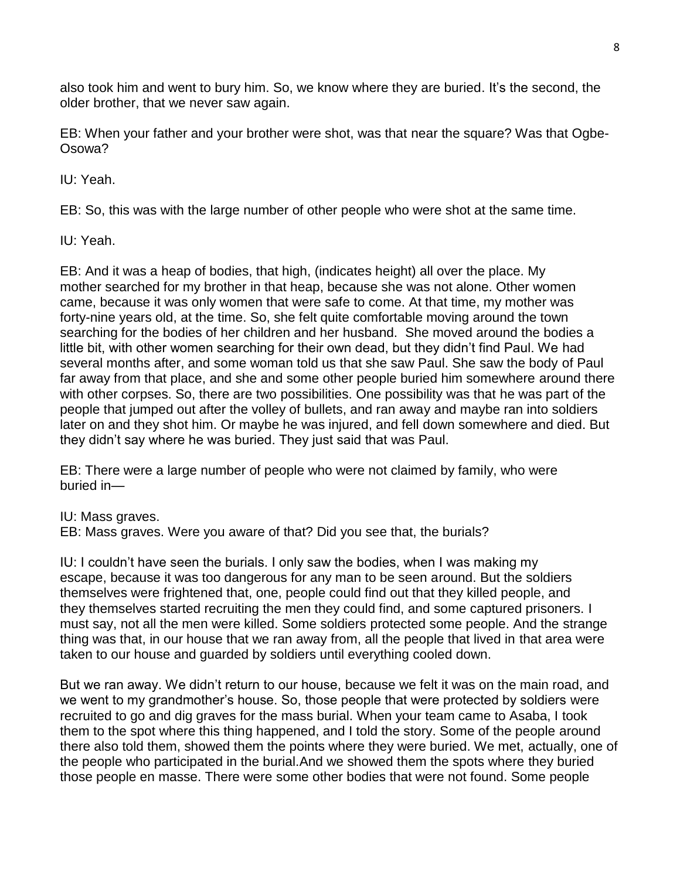also took him and went to bury him. So, we know where they are buried. It's the second, the older brother, that we never saw again.

EB: When your father and your brother were shot, was that near the square? Was that Ogbe-Osowa?

IU: Yeah.

EB: So, this was with the large number of other people who were shot at the same time.

IU: Yeah.

EB: And it was a heap of bodies, that high, (indicates height) all over the place. My mother searched for my brother in that heap, because she was not alone. Other women came, because it was only women that were safe to come. At that time, my mother was forty-nine years old, at the time. So, she felt quite comfortable moving around the town searching for the bodies of her children and her husband. She moved around the bodies a little bit, with other women searching for their own dead, but they didn't find Paul. We had several months after, and some woman told us that she saw Paul. She saw the body of Paul far away from that place, and she and some other people buried him somewhere around there with other corpses. So, there are two possibilities. One possibility was that he was part of the people that jumped out after the volley of bullets, and ran away and maybe ran into soldiers later on and they shot him. Or maybe he was injured, and fell down somewhere and died. But they didn't say where he was buried. They just said that was Paul.

EB: There were a large number of people who were not claimed by family, who were buried in—

IU: Mass graves.

EB: Mass graves. Were you aware of that? Did you see that, the burials?

IU: I couldn't have seen the burials. I only saw the bodies, when I was making my escape, because it was too dangerous for any man to be seen around. But the soldiers themselves were frightened that, one, people could find out that they killed people, and they themselves started recruiting the men they could find, and some captured prisoners. I must say, not all the men were killed. Some soldiers protected some people. And the strange thing was that, in our house that we ran away from, all the people that lived in that area were taken to our house and guarded by soldiers until everything cooled down.

But we ran away. We didn't return to our house, because we felt it was on the main road, and we went to my grandmother's house. So, those people that were protected by soldiers were recruited to go and dig graves for the mass burial. When your team came to Asaba, I took them to the spot where this thing happened, and I told the story. Some of the people around there also told them, showed them the points where they were buried. We met, actually, one of the people who participated in the burial.And we showed them the spots where they buried those people en masse. There were some other bodies that were not found. Some people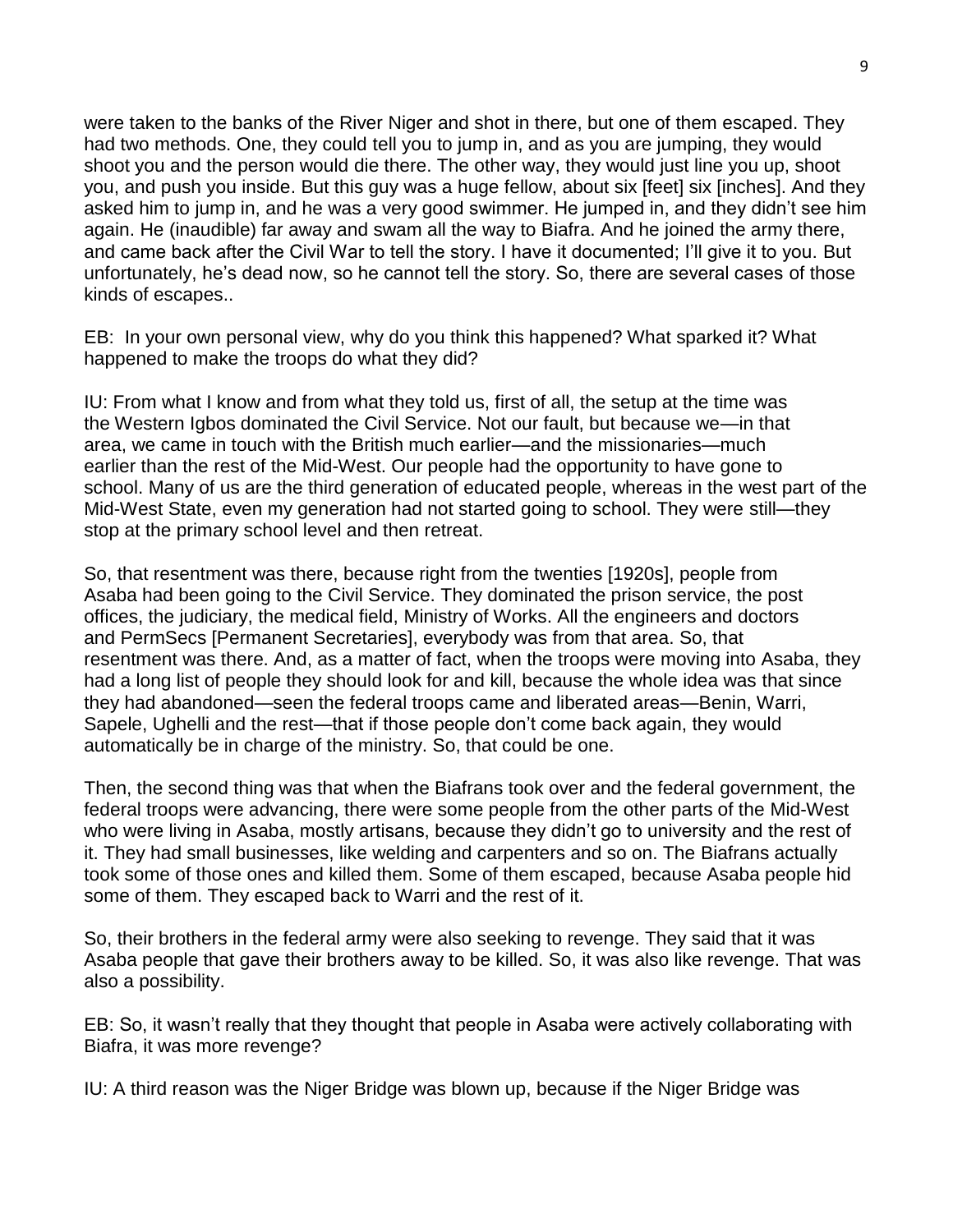were taken to the banks of the River Niger and shot in there, but one of them escaped. They had two methods. One, they could tell you to jump in, and as you are jumping, they would shoot you and the person would die there. The other way, they would just line you up, shoot you, and push you inside. But this guy was a huge fellow, about six [feet] six [inches]. And they asked him to jump in, and he was a very good swimmer. He jumped in, and they didn't see him again. He (inaudible) far away and swam all the way to Biafra. And he joined the army there, and came back after the Civil War to tell the story. I have it documented; I'll give it to you. But unfortunately, he's dead now, so he cannot tell the story. So, there are several cases of those kinds of escapes..

EB: In your own personal view, why do you think this happened? What sparked it? What happened to make the troops do what they did?

IU: From what I know and from what they told us, first of all, the setup at the time was the Western Igbos dominated the Civil Service. Not our fault, but because we—in that area, we came in touch with the British much earlier—and the missionaries—much earlier than the rest of the Mid-West. Our people had the opportunity to have gone to school. Many of us are the third generation of educated people, whereas in the west part of the Mid-West State, even my generation had not started going to school. They were still—they stop at the primary school level and then retreat.

So, that resentment was there, because right from the twenties [1920s], people from Asaba had been going to the Civil Service. They dominated the prison service, the post offices, the judiciary, the medical field, Ministry of Works. All the engineers and doctors and PermSecs [Permanent Secretaries], everybody was from that area. So, that resentment was there. And, as a matter of fact, when the troops were moving into Asaba, they had a long list of people they should look for and kill, because the whole idea was that since they had abandoned—seen the federal troops came and liberated areas—Benin, Warri, Sapele, Ughelli and the rest—that if those people don't come back again, they would automatically be in charge of the ministry. So, that could be one.

Then, the second thing was that when the Biafrans took over and the federal government, the federal troops were advancing, there were some people from the other parts of the Mid-West who were living in Asaba, mostly artisans, because they didn't go to university and the rest of it. They had small businesses, like welding and carpenters and so on. The Biafrans actually took some of those ones and killed them. Some of them escaped, because Asaba people hid some of them. They escaped back to Warri and the rest of it.

So, their brothers in the federal army were also seeking to revenge. They said that it was Asaba people that gave their brothers away to be killed. So, it was also like revenge. That was also a possibility.

EB: So, it wasn't really that they thought that people in Asaba were actively collaborating with Biafra, it was more revenge?

IU: A third reason was the Niger Bridge was blown up, because if the Niger Bridge was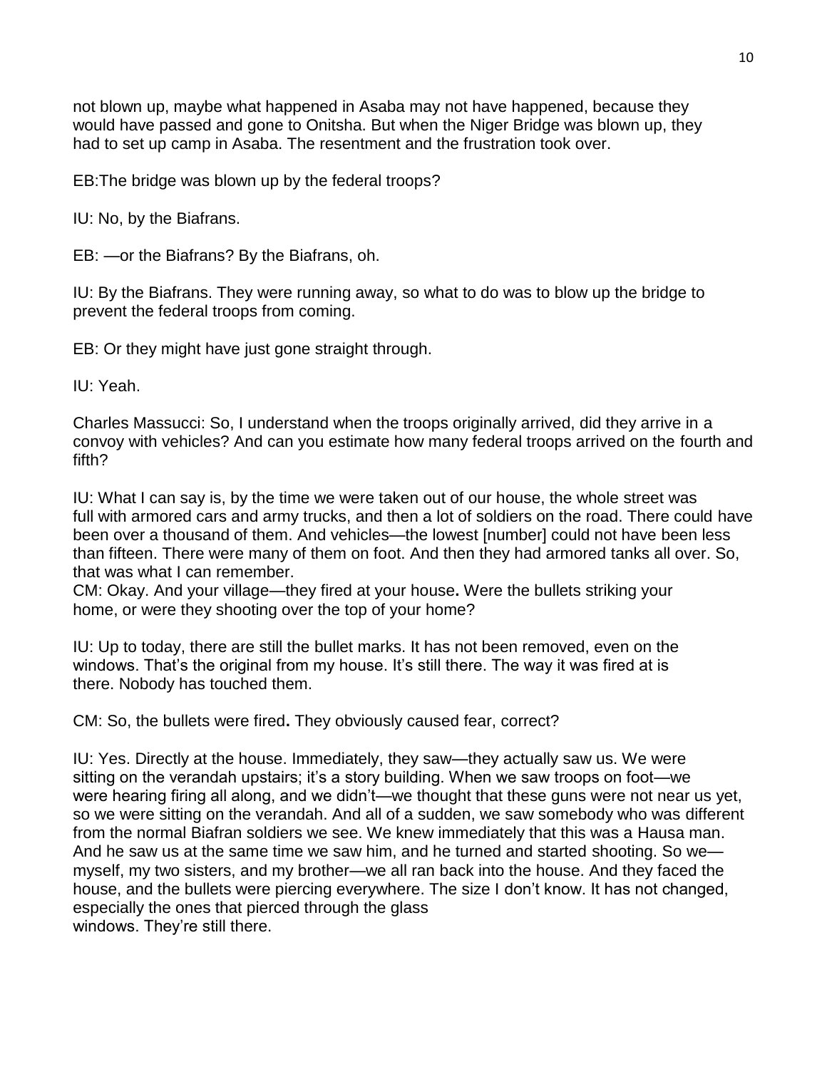not blown up, maybe what happened in Asaba may not have happened, because they would have passed and gone to Onitsha. But when the Niger Bridge was blown up, they had to set up camp in Asaba. The resentment and the frustration took over.

EB:The bridge was blown up by the federal troops?

IU: No, by the Biafrans.

EB: —or the Biafrans? By the Biafrans, oh.

IU: By the Biafrans. They were running away, so what to do was to blow up the bridge to prevent the federal troops from coming.

EB: Or they might have just gone straight through.

IU: Yeah.

Charles Massucci: So, I understand when the troops originally arrived, did they arrive in a convoy with vehicles? And can you estimate how many federal troops arrived on the fourth and fifth?

IU: What I can say is, by the time we were taken out of our house, the whole street was full with armored cars and army trucks, and then a lot of soldiers on the road. There could have been over a thousand of them. And vehicles—the lowest [number] could not have been less than fifteen. There were many of them on foot. And then they had armored tanks all over. So, that was what I can remember.

CM: Okay. And your village—they fired at your house**.** Were the bullets striking your home, or were they shooting over the top of your home?

IU: Up to today, there are still the bullet marks. It has not been removed, even on the windows. That's the original from my house. It's still there. The way it was fired at is there. Nobody has touched them.

CM: So, the bullets were fired**.** They obviously caused fear, correct?

IU: Yes. Directly at the house. Immediately, they saw—they actually saw us. We were sitting on the verandah upstairs; it's a story building. When we saw troops on foot—we were hearing firing all along, and we didn't—we thought that these guns were not near us yet, so we were sitting on the verandah. And all of a sudden, we saw somebody who was different from the normal Biafran soldiers we see. We knew immediately that this was a Hausa man. And he saw us at the same time we saw him, and he turned and started shooting. So we—myself, my two sisters, and my brother—we all ran back into the house. And they faced the house, and the bullets were piercing everywhere. The size I don't know. It has not changed, especially the ones that pierced through the glass windows. They're still there.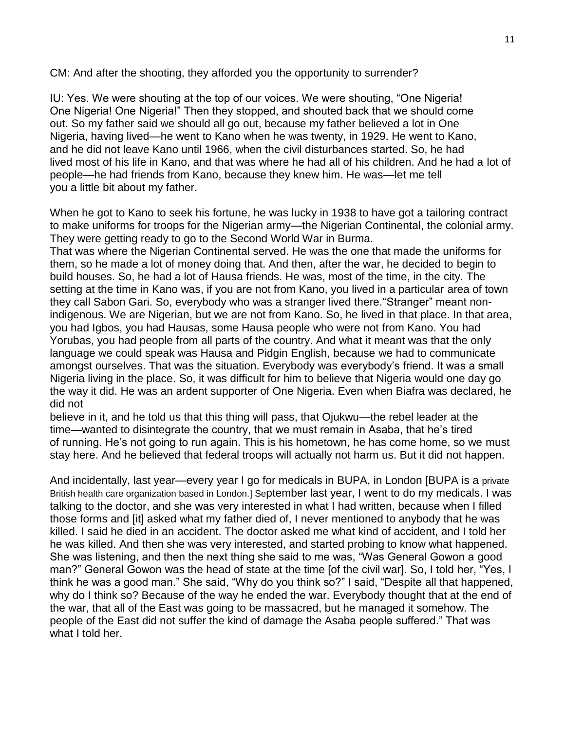CM: And after the shooting, they afforded you the opportunity to surrender?

IU: Yes. We were shouting at the top of our voices. We were shouting, "One Nigeria! One Nigeria! One Nigeria!" Then they stopped, and shouted back that we should come out. So my father said we should all go out, because my father believed a lot in One Nigeria, having lived—he went to Kano when he was twenty, in 1929. He went to Kano, and he did not leave Kano until 1966, when the civil disturbances started. So, he had lived most of his life in Kano, and that was where he had all of his children. And he had a lot of people—he had friends from Kano, because they knew him. He was—let me tell you a little bit about my father.

When he got to Kano to seek his fortune, he was lucky in 1938 to have got a tailoring contract to make uniforms for troops for the Nigerian army—the Nigerian Continental, the colonial army. They were getting ready to go to the Second World War in Burma.
That was where the Nigerian Continental served. He was the one that made the uniforms for them, so he made a lot of money doing that. And then, after the war, he decided to begin to build houses. So, he had a lot of Hausa friends. He was, most of the time, in the city. The setting at the time in Kano was, if you are not from Kano, you lived in a particular area of town they call Sabon Gari. So, everybody who was a stranger lived there."Stranger" meant non-indigenous. We are Nigerian, but we are not from Kano. So, he lived in that place. In that area, you had Igbos, you had Hausas, some Hausa people who were not from Kano. You had Yorubas, you had people from all parts of the country. And what it meant was that the only language we could speak was Hausa and Pidgin English, because we had to communicate amongst ourselves. That was the situation. Everybody was everybody's friend. It was a small Nigeria living in the place. So, it was difficult for him to believe that Nigeria would one day go the way it did. He was an ardent supporter of One Nigeria. Even when Biafra was declared, he did not
believe in it, and he told us that this thing will pass, that Ojukwu—the rebel leader at the time—wanted to disintegrate the country, that we must remain in Asaba, that he's tired of running. He's not going to run again. This is his hometown, he has come home, so we must stay here. And he believed that federal troops will actually not harm us. But it did not happen.

And incidentally, last year—every year I go for medicals in BUPA, in London [BUPA is a private British health care organization based in London.] September last year, I went to do my medicals. I was talking to the doctor, and she was very interested in what I had written, because when I filled those forms and [it] asked what my father died of, I never mentioned to anybody that he was killed. I said he died in an accident. The doctor asked me what kind of accident, and I told her he was killed. And then she was very interested, and started probing to know what happened. She was listening, and then the next thing she said to me was, "Was General Gowon a good man?" General Gowon was the head of state at the time [of the civil war]. So, I told her, "Yes, I think he was a good man." She said, "Why do you think so?" I said, "Despite all that happened, why do I think so? Because of the way he ended the war. Everybody thought that at the end of the war, that all of the East was going to be massacred, but he managed it somehow. The people of the East did not suffer the kind of damage the Asaba people suffered." That was what I told her.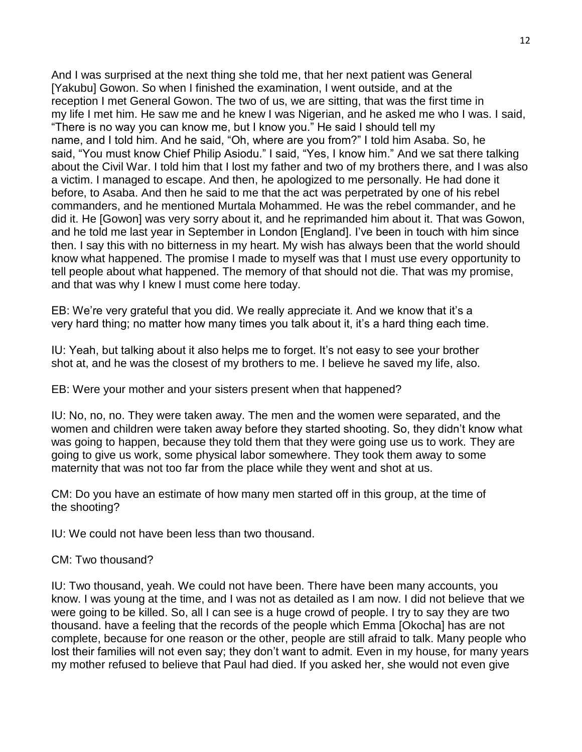And I was surprised at the next thing she told me, that her next patient was General [Yakubu] Gowon. So when I finished the examination, I went outside, and at the reception I met General Gowon. The two of us, we are sitting, that was the first time in my life I met him. He saw me and he knew I was Nigerian, and he asked me who I was. I said, "There is no way you can know me, but I know you." He said I should tell my name, and I told him. And he said, "Oh, where are you from?" I told him Asaba. So, he said, "You must know Chief Philip Asiodu." I said, "Yes, I know him." And we sat there talking about the Civil War. I told him that I lost my father and two of my brothers there, and I was also a victim. I managed to escape. And then, he apologized to me personally. He had done it before, to Asaba. And then he said to me that the act was perpetrated by one of his rebel commanders, and he mentioned Murtala Mohammed. He was the rebel commander, and he did it. He [Gowon] was very sorry about it, and he reprimanded him about it. That was Gowon, and he told me last year in September in London [England]. I've been in touch with him since then. I say this with no bitterness in my heart. My wish has always been that the world should know what happened. The promise I made to myself was that I must use every opportunity to tell people about what happened. The memory of that should not die. That was my promise, and that was why I knew I must come here today.

EB: We're very grateful that you did. We really appreciate it. And we know that it's a very hard thing; no matter how many times you talk about it, it's a hard thing each time.

IU: Yeah, but talking about it also helps me to forget. It's not easy to see your brother shot at, and he was the closest of my brothers to me. I believe he saved my life, also.

EB: Were your mother and your sisters present when that happened?

IU: No, no, no. They were taken away. The men and the women were separated, and the women and children were taken away before they started shooting. So, they didn't know what was going to happen, because they told them that they were going use us to work. They are going to give us work, some physical labor somewhere. They took them away to some maternity that was not too far from the place while they went and shot at us.

CM: Do you have an estimate of how many men started off in this group, at the time of the shooting?

IU: We could not have been less than two thousand.

CM: Two thousand?

IU: Two thousand, yeah. We could not have been. There have been many accounts, you know. I was young at the time, and I was not as detailed as I am now. I did not believe that we were going to be killed. So, all I can see is a huge crowd of people. I try to say they are two thousand. have a feeling that the records of the people which Emma [Okocha] has are not complete, because for one reason or the other, people are still afraid to talk. Many people who lost their families will not even say; they don't want to admit. Even in my house, for many years my mother refused to believe that Paul had died. If you asked her, she would not even give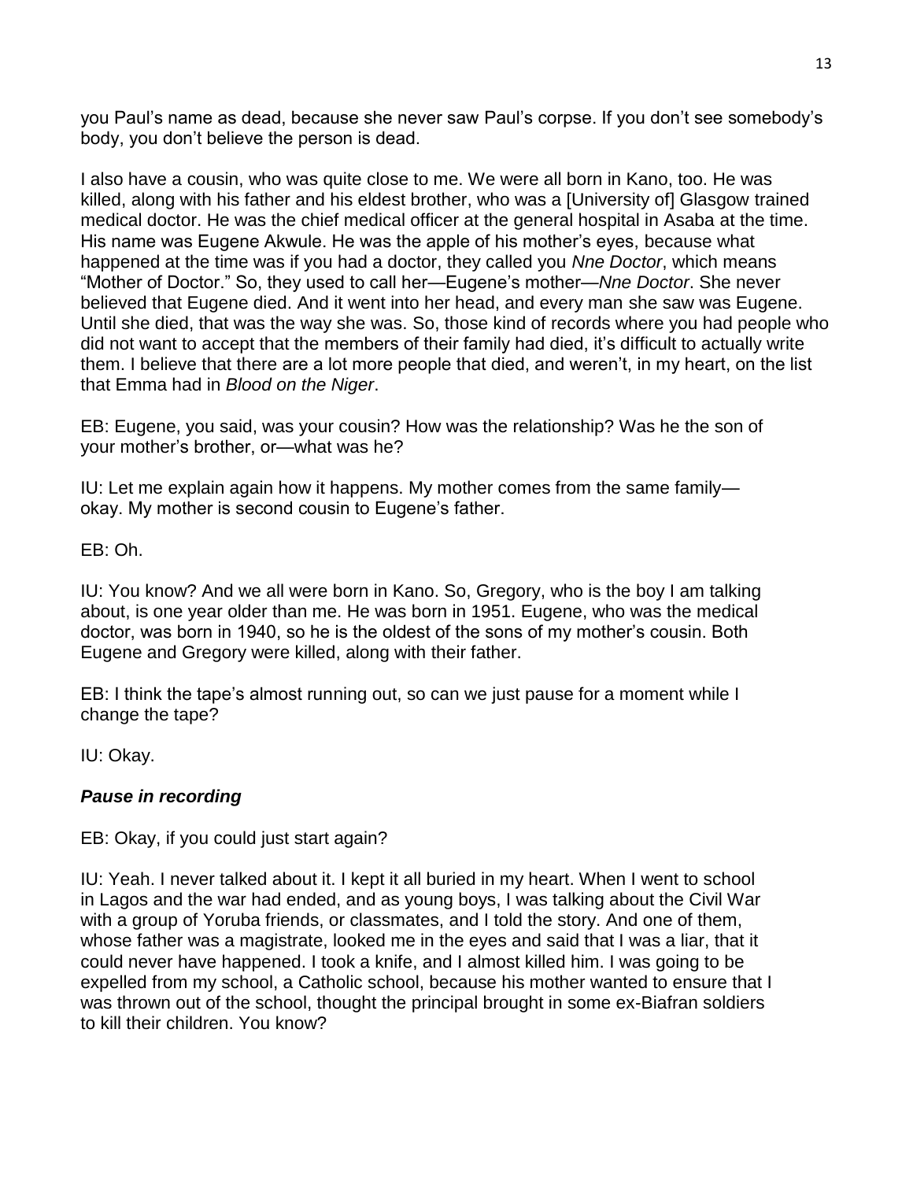you Paul's name as dead, because she never saw Paul's corpse. If you don't see somebody's body, you don't believe the person is dead.

I also have a cousin, who was quite close to me. We were all born in Kano, too. He was killed, along with his father and his eldest brother, who was a [University of] Glasgow trained medical doctor. He was the chief medical officer at the general hospital in Asaba at the time. His name was Eugene Akwule. He was the apple of his mother's eyes, because what happened at the time was if you had a doctor, they called you *Nne Doctor*, which means "Mother of Doctor." So, they used to call her—Eugene's mother—*Nne Doctor*. She never believed that Eugene died. And it went into her head, and every man she saw was Eugene. Until she died, that was the way she was. So, those kind of records where you had people who did not want to accept that the members of their family had died, it's difficult to actually write them. I believe that there are a lot more people that died, and weren't, in my heart, on the list that Emma had in *Blood on the Niger*.

EB: Eugene, you said, was your cousin? How was the relationship? Was he the son of your mother's brother, or—what was he?

IU: Let me explain again how it happens. My mother comes from the same family—okay. My mother is second cousin to Eugene's father.

EB: Oh.

IU: You know? And we all were born in Kano. So, Gregory, who is the boy I am talking about, is one year older than me. He was born in 1951. Eugene, who was the medical doctor, was born in 1940, so he is the oldest of the sons of my mother's cousin. Both Eugene and Gregory were killed, along with their father.

EB: I think the tape's almost running out, so can we just pause for a moment while I change the tape?

IU: Okay.

***Pause in recording***

EB: Okay, if you could just start again?

IU: Yeah. I never talked about it. I kept it all buried in my heart. When I went to school in Lagos and the war had ended, and as young boys, I was talking about the Civil War with a group of Yoruba friends, or classmates, and I told the story. And one of them, whose father was a magistrate, looked me in the eyes and said that I was a liar, that it could never have happened. I took a knife, and I almost killed him. I was going to be expelled from my school, a Catholic school, because his mother wanted to ensure that I was thrown out of the school, thought the principal brought in some ex-Biafran soldiers to kill their children. You know?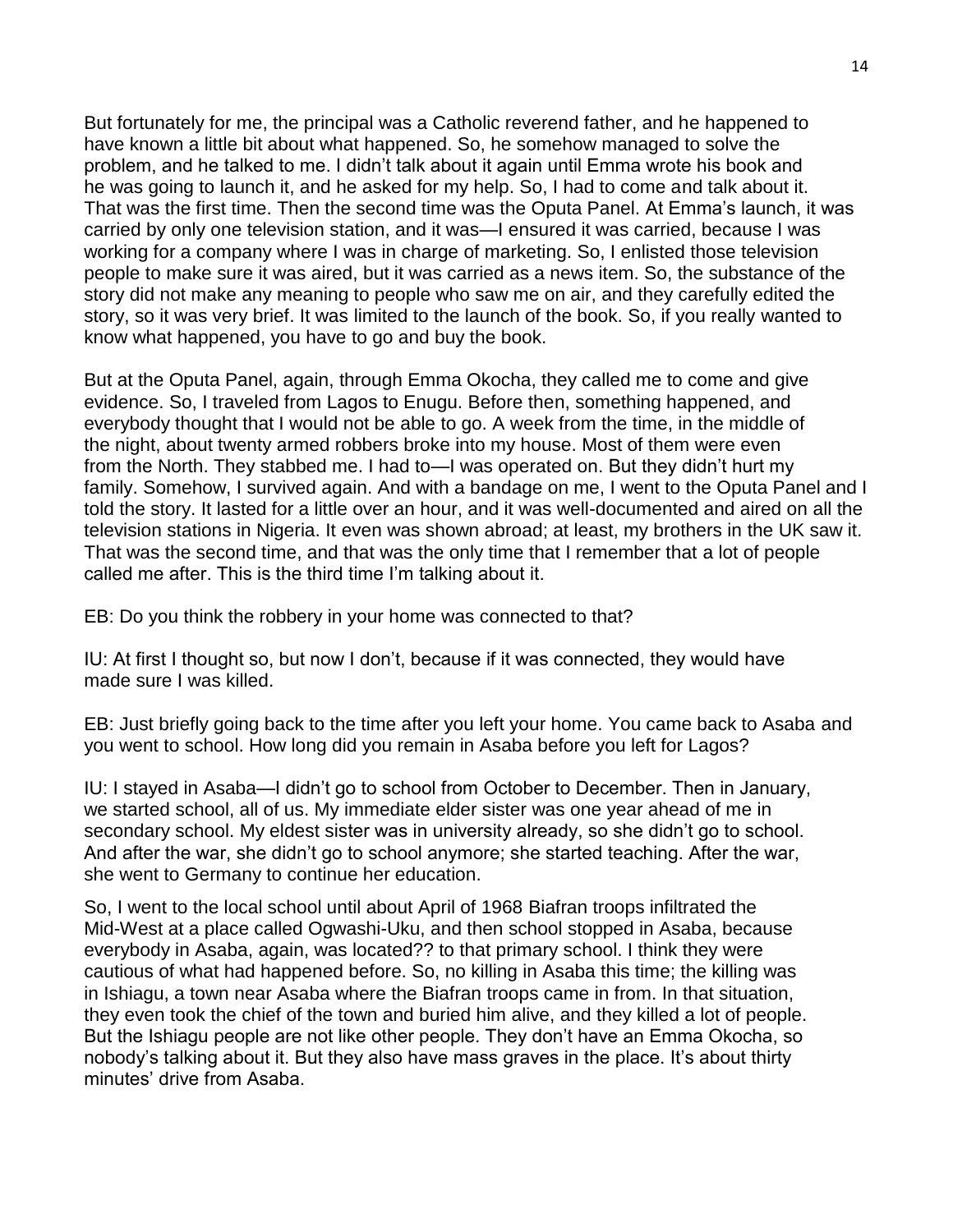But fortunately for me, the principal was a Catholic reverend father, and he happened to have known a little bit about what happened. So, he somehow managed to solve the problem, and he talked to me. I didn't talk about it again until Emma wrote his book and he was going to launch it, and he asked for my help. So, I had to come and talk about it. That was the first time. Then the second time was the Oputa Panel. At Emma's launch, it was carried by only one television station, and it was—I ensured it was carried, because I was working for a company where I was in charge of marketing. So, I enlisted those television people to make sure it was aired, but it was carried as a news item. So, the substance of the story did not make any meaning to people who saw me on air, and they carefully edited the story, so it was very brief. It was limited to the launch of the book. So, if you really wanted to know what happened, you have to go and buy the book.

But at the Oputa Panel, again, through Emma Okocha, they called me to come and give evidence. So, I traveled from Lagos to Enugu. Before then, something happened, and everybody thought that I would not be able to go. A week from the time, in the middle of the night, about twenty armed robbers broke into my house. Most of them were even from the North. They stabbed me. I had to—I was operated on. But they didn't hurt my family. Somehow, I survived again. And with a bandage on me, I went to the Oputa Panel and I told the story. It lasted for a little over an hour, and it was well-documented and aired on all the television stations in Nigeria. It even was shown abroad; at least, my brothers in the UK saw it. That was the second time, and that was the only time that I remember that a lot of people called me after. This is the third time I'm talking about it.

EB: Do you think the robbery in your home was connected to that?

IU: At first I thought so, but now I don't, because if it was connected, they would have made sure I was killed.

EB: Just briefly going back to the time after you left your home. You came back to Asaba and you went to school. How long did you remain in Asaba before you left for Lagos?

IU: I stayed in Asaba—I didn't go to school from October to December. Then in January, we started school, all of us. My immediate elder sister was one year ahead of me in secondary school. My eldest sister was in university already, so she didn't go to school. And after the war, she didn't go to school anymore; she started teaching. After the war, she went to Germany to continue her education.

So, I went to the local school until about April of 1968 Biafran troops infiltrated the Mid-West at a place called Ogwashi-Uku, and then school stopped in Asaba, because everybody in Asaba, again, was located?? to that primary school. I think they were cautious of what had happened before. So, no killing in Asaba this time; the killing was in Ishiagu, a town near Asaba where the Biafran troops came in from. In that situation, they even took the chief of the town and buried him alive, and they killed a lot of people. But the Ishiagu people are not like other people. They don't have an Emma Okocha, so nobody's talking about it. But they also have mass graves in the place. It's about thirty minutes' drive from Asaba.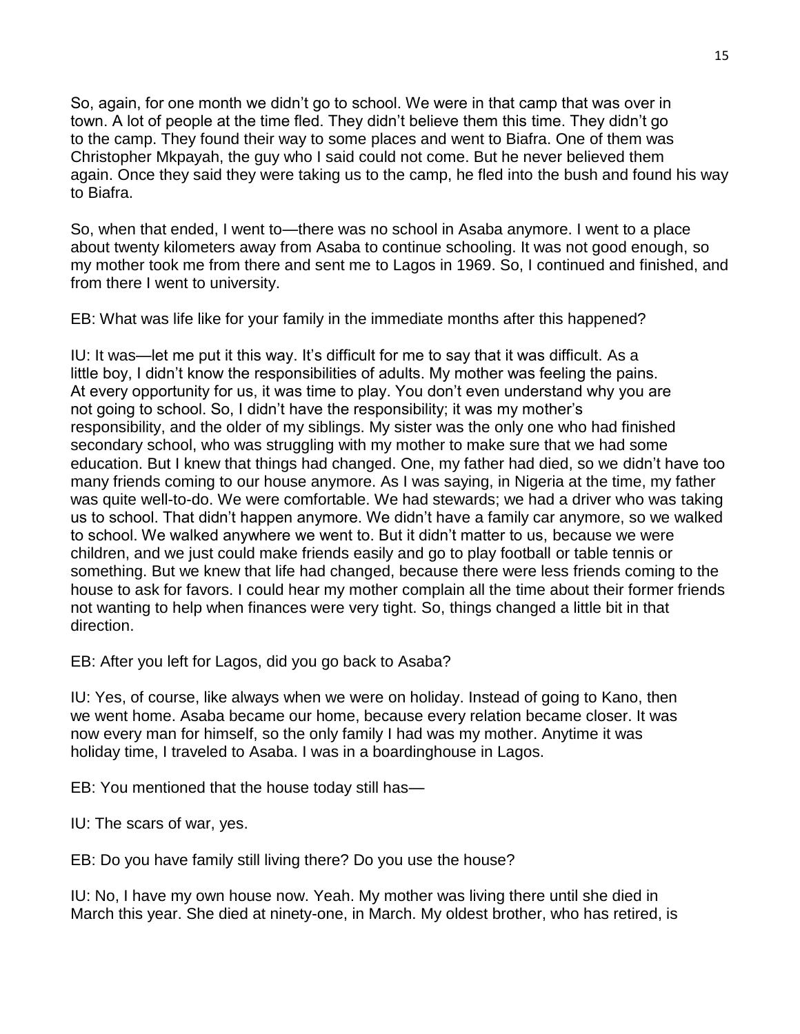So, again, for one month we didn't go to school. We were in that camp that was over in town. A lot of people at the time fled. They didn't believe them this time. They didn't go to the camp. They found their way to some places and went to Biafra. One of them was Christopher Mkpayah, the guy who I said could not come. But he never believed them again. Once they said they were taking us to the camp, he fled into the bush and found his way to Biafra.

So, when that ended, I went to—there was no school in Asaba anymore. I went to a place about twenty kilometers away from Asaba to continue schooling. It was not good enough, so my mother took me from there and sent me to Lagos in 1969. So, I continued and finished, and from there I went to university.

EB: What was life like for your family in the immediate months after this happened?

IU: It was—let me put it this way. It's difficult for me to say that it was difficult. As a little boy, I didn't know the responsibilities of adults. My mother was feeling the pains. At every opportunity for us, it was time to play. You don't even understand why you are not going to school. So, I didn't have the responsibility; it was my mother's responsibility, and the older of my siblings. My sister was the only one who had finished secondary school, who was struggling with my mother to make sure that we had some education. But I knew that things had changed. One, my father had died, so we didn't have too many friends coming to our house anymore. As I was saying, in Nigeria at the time, my father was quite well-to-do. We were comfortable. We had stewards; we had a driver who was taking us to school. That didn't happen anymore. We didn't have a family car anymore, so we walked to school. We walked anywhere we went to. But it didn't matter to us, because we were children, and we just could make friends easily and go to play football or table tennis or something. But we knew that life had changed, because there were less friends coming to the house to ask for favors. I could hear my mother complain all the time about their former friends not wanting to help when finances were very tight. So, things changed a little bit in that direction.

EB: After you left for Lagos, did you go back to Asaba?

IU: Yes, of course, like always when we were on holiday. Instead of going to Kano, then we went home. Asaba became our home, because every relation became closer. It was now every man for himself, so the only family I had was my mother. Anytime it was holiday time, I traveled to Asaba. I was in a boardinghouse in Lagos.

EB: You mentioned that the house today still has—

IU: The scars of war, yes.

EB: Do you have family still living there? Do you use the house?

IU: No, I have my own house now. Yeah. My mother was living there until she died in March this year. She died at ninety-one, in March. My oldest brother, who has retired, is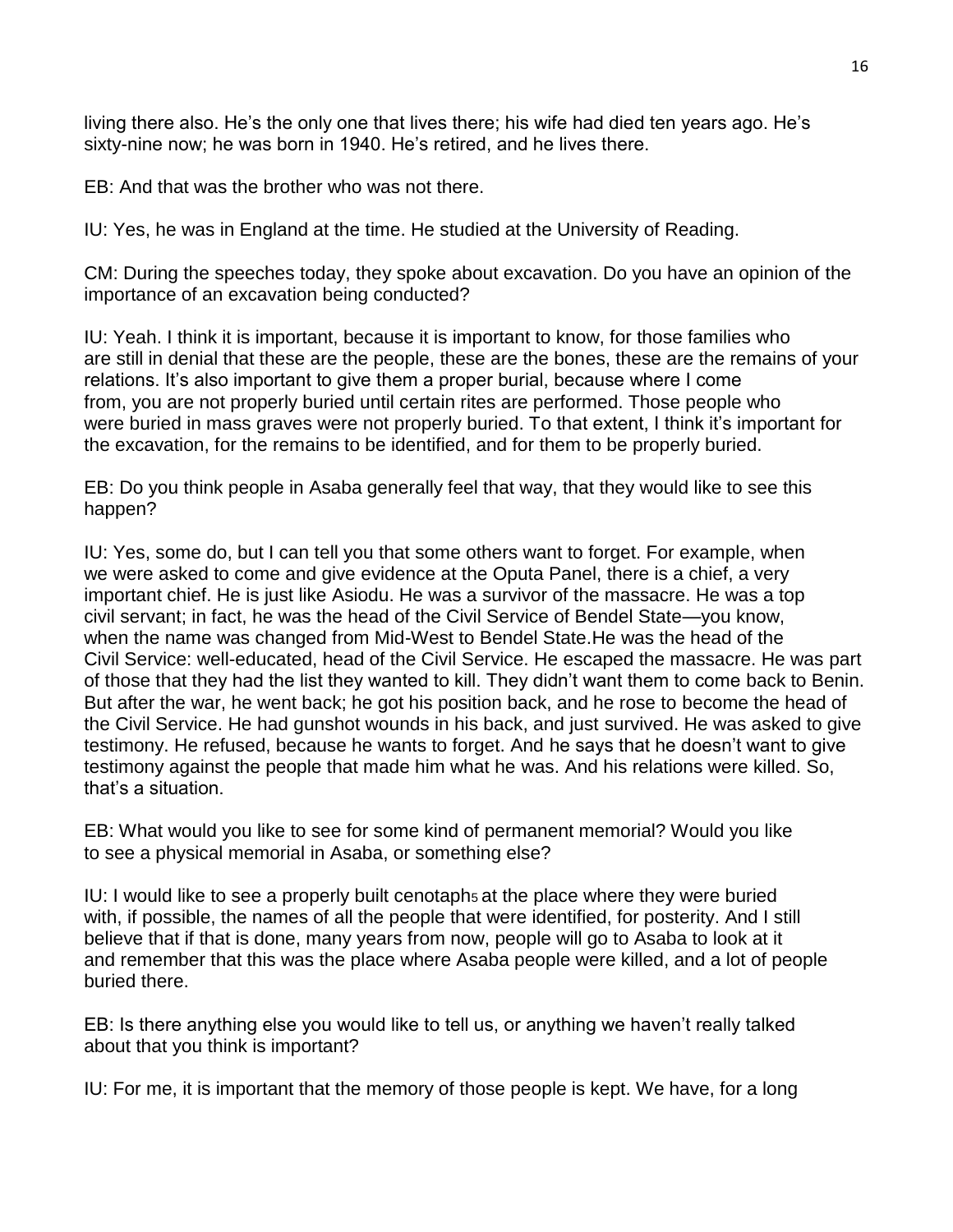living there also. He's the only one that lives there; his wife had died ten years ago. He's sixty-nine now; he was born in 1940. He's retired, and he lives there.

EB: And that was the brother who was not there.

IU: Yes, he was in England at the time. He studied at the University of Reading.

CM: During the speeches today, they spoke about excavation. Do you have an opinion of the importance of an excavation being conducted?

IU: Yeah. I think it is important, because it is important to know, for those families who are still in denial that these are the people, these are the bones, these are the remains of your relations. It's also important to give them a proper burial, because where I come from, you are not properly buried until certain rites are performed. Those people who were buried in mass graves were not properly buried. To that extent, I think it's important for the excavation, for the remains to be identified, and for them to be properly buried.

EB: Do you think people in Asaba generally feel that way, that they would like to see this happen?

IU: Yes, some do, but I can tell you that some others want to forget. For example, when we were asked to come and give evidence at the Oputa Panel, there is a chief, a very important chief. He is just like Asiodu. He was a survivor of the massacre. He was a top civil servant; in fact, he was the head of the Civil Service of Bendel State—you know, when the name was changed from Mid-West to Bendel State.He was the head of the Civil Service: well-educated, head of the Civil Service. He escaped the massacre. He was part of those that they had the list they wanted to kill. They didn't want them to come back to Benin. But after the war, he went back; he got his position back, and he rose to become the head of the Civil Service. He had gunshot wounds in his back, and just survived. He was asked to give testimony. He refused, because he wants to forget. And he says that he doesn't want to give testimony against the people that made him what he was. And his relations were killed. So, that's a situation.

EB: What would you like to see for some kind of permanent memorial? Would you like to see a physical memorial in Asaba, or something else?

IU: I would like to see a properly built cenotaph[5] at the place where they were buried with, if possible, the names of all the people that were identified, for posterity. And I still believe that if that is done, many years from now, people will go to Asaba to look at it and remember that this was the place where Asaba people were killed, and a lot of people buried there.

EB: Is there anything else you would like to tell us, or anything we haven't really talked about that you think is important?

IU: For me, it is important that the memory of those people is kept. We have, for a long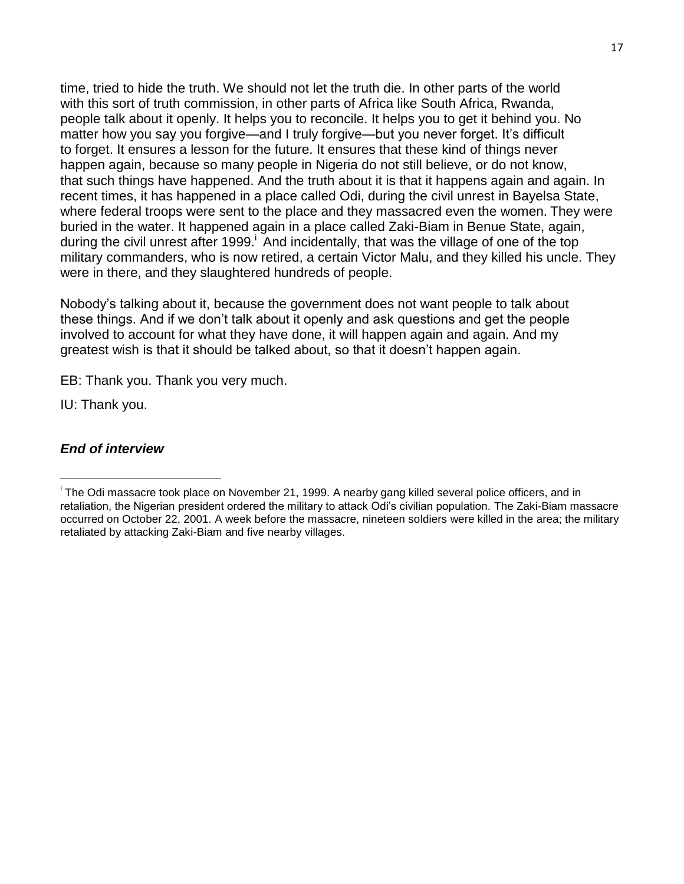time, tried to hide the truth. We should not let the truth die. In other parts of the world with this sort of truth commission, in other parts of Africa like South Africa, Rwanda, people talk about it openly. It helps you to reconcile. It helps you to get it behind you. No matter how you say you forgive—and I truly forgive—but you never forget. It's difficult to forget. It ensures a lesson for the future. It ensures that these kind of things never happen again, because so many people in Nigeria do not still believe, or do not know, that such things have happened. And the truth about it is that it happens again and again. In recent times, it has happened in a place called Odi, during the civil unrest in Bayelsa State, where federal troops were sent to the place and they massacred even the women. They were buried in the water. It happened again in a place called Zaki-Biam in Benue State, again, during the civil unrest after 1999.[i] And incidentally, that was the village of one of the top military commanders, who is now retired, a certain Victor Malu, and they killed his uncle. They were in there, and they slaughtered hundreds of people.

Nobody's talking about it, because the government does not want people to talk about these things. And if we don't talk about it openly and ask questions and get the people involved to account for what they have done, it will happen again and again. And my greatest wish is that it should be talked about, so that it doesn't happen again.

EB: Thank you. Thank you very much.

IU: Thank you.

***End of interview***

---

[i] The Odi massacre took place on November 21, 1999. A nearby gang killed several police officers, and in retaliation, the Nigerian president ordered the military to attack Odi's civilian population. The Zaki-Biam massacre occurred on October 22, 2001. A week before the massacre, nineteen soldiers were killed in the area; the military retaliated by attacking Zaki-Biam and five nearby villages.